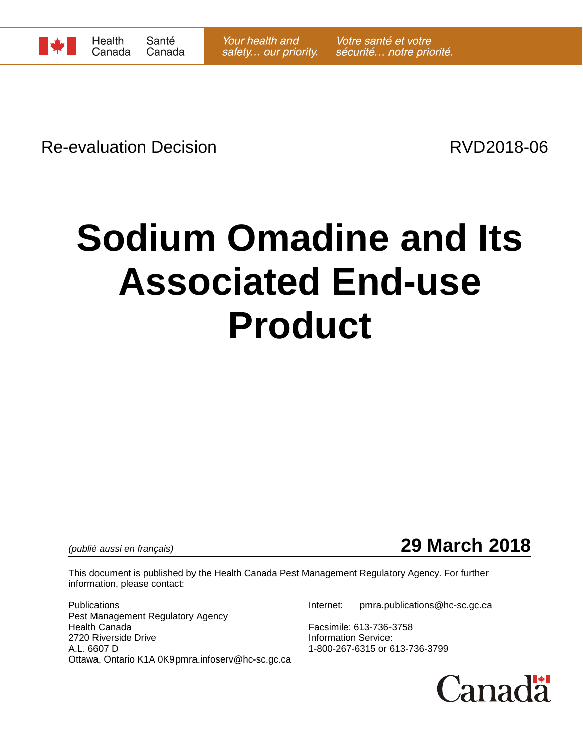Health Canada / Santé Canada — *Your health and safety… our priority.* *Votre santé et votre sécurité… notre priorité.*

Re-evaluation Decision RVD2018-06

# Sodium Omadine and Its Associated End-use Product

*(publié aussi en français)*

**29 March 2018**

This document is published by the Health Canada Pest Management Regulatory Agency. For further information, please contact:

Publications
Pest Management Regulatory Agency
Health Canada
2720 Riverside Drive
A.L. 6607 D
Ottawa, Ontario K1A 0K9

Internet: pmra.publications@hc-sc.gc.ca
pmra.infoserv@hc-sc.gc.ca

Facsimile: 613-736-3758
Information Service:
1-800-267-6315 or 613-736-3799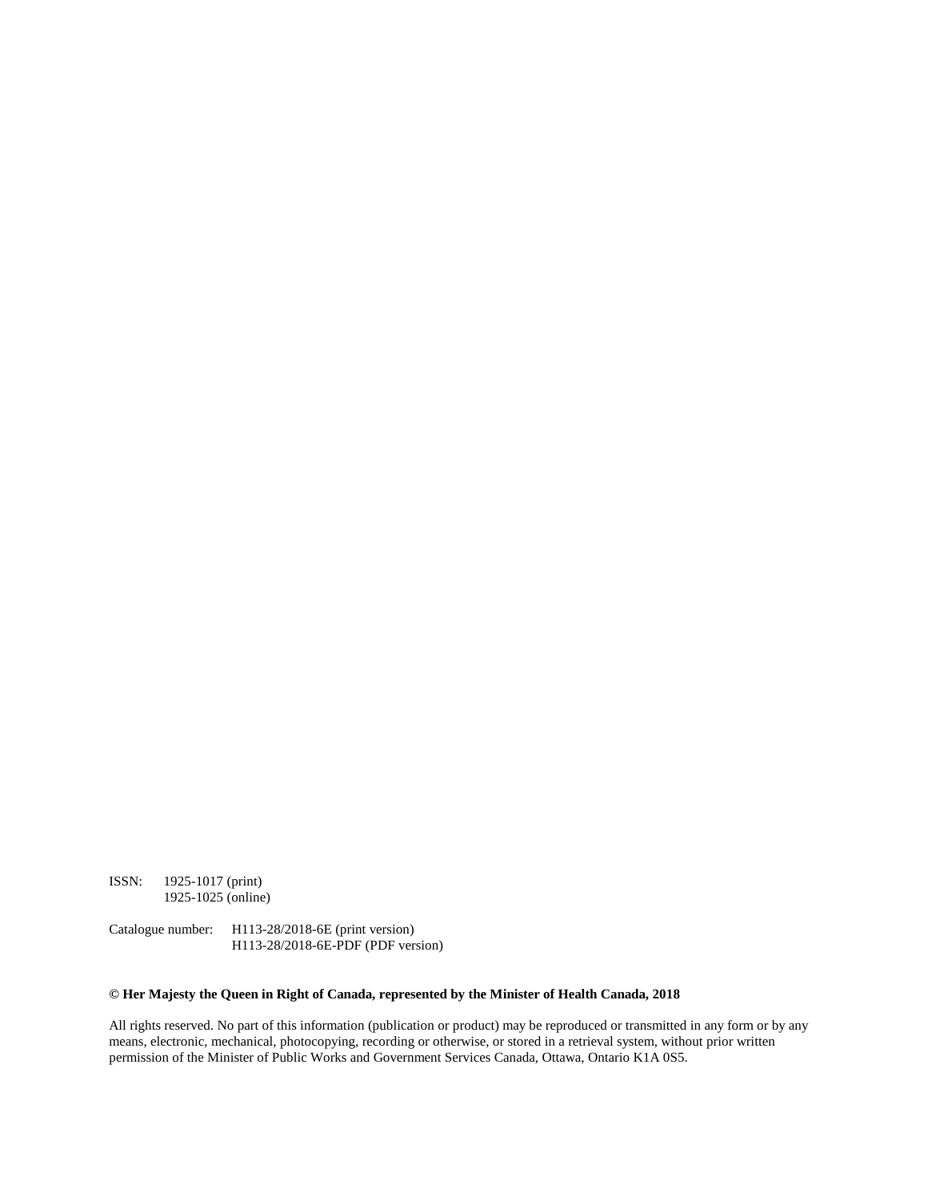ISSN: 1925-1017 (print)
1925-1025 (online)

Catalogue number: H113-28/2018-6E (print version)
H113-28/2018-6E-PDF (PDF version)

**© Her Majesty the Queen in Right of Canada, represented by the Minister of Health Canada, 2018**

All rights reserved. No part of this information (publication or product) may be reproduced or transmitted in any form or by any means, electronic, mechanical, photocopying, recording or otherwise, or stored in a retrieval system, without prior written permission of the Minister of Public Works and Government Services Canada, Ottawa, Ontario K1A 0S5.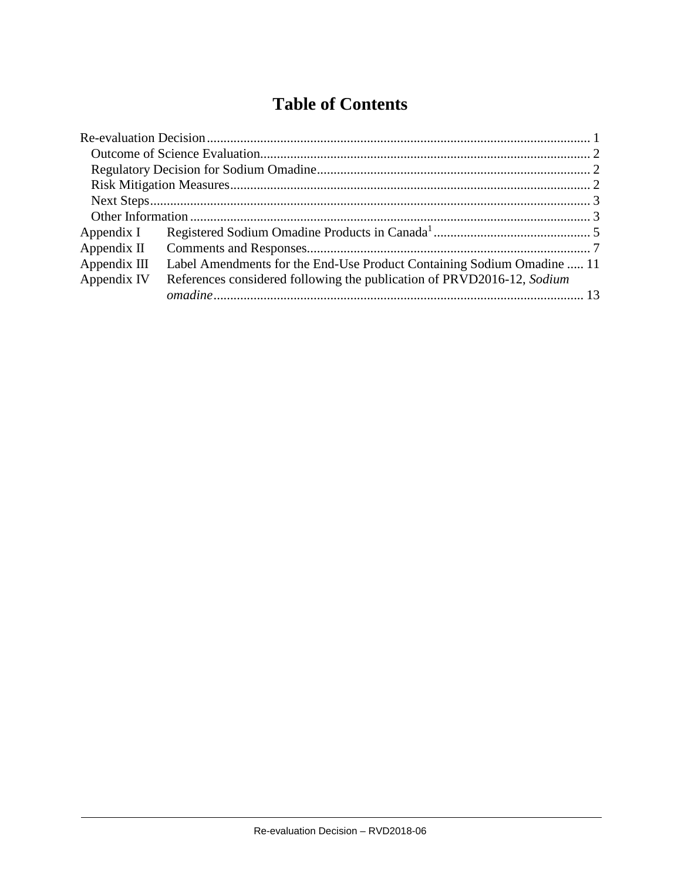# Table of Contents

Re-evaluation Decision .................................................................................................................. 1
  Outcome of Science Evaluation.................................................................................................. 2
  Regulatory Decision for Sodium Omadine.................................................................................. 2
  Risk Mitigation Measures............................................................................................................ 2
  Next Steps.................................................................................................................................... 3
  Other Information ........................................................................................................................ 3
Appendix I  Registered Sodium Omadine Products in Canada[1] ............................................... 5
Appendix II  Comments and Responses.................................................................................... 7
Appendix III  Label Amendments for the End-Use Product Containing Sodium Omadine ..... 11
Appendix IV  References considered following the publication of PRVD2016-12, *Sodium omadine* .............................................................................................................. 13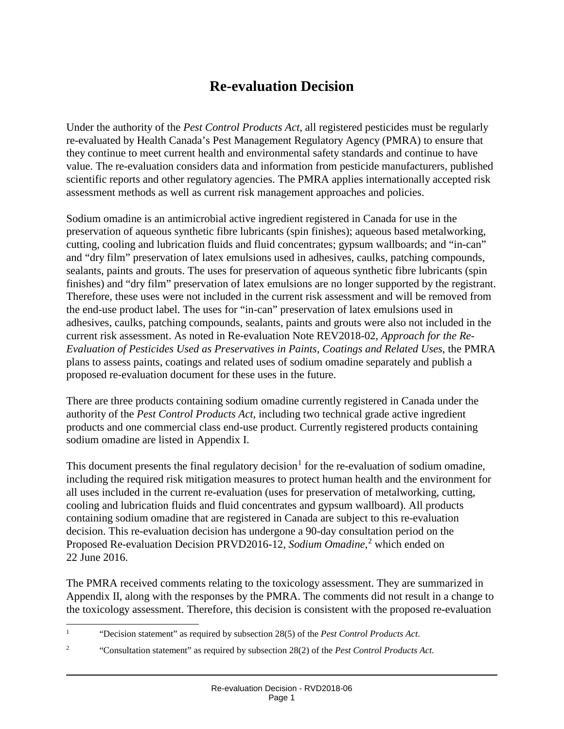# Re-evaluation Decision

Under the authority of the *Pest Control Products Act,* all registered pesticides must be regularly re-evaluated by Health Canada's Pest Management Regulatory Agency (PMRA) to ensure that they continue to meet current health and environmental safety standards and continue to have value. The re-evaluation considers data and information from pesticide manufacturers, published scientific reports and other regulatory agencies. The PMRA applies internationally accepted risk assessment methods as well as current risk management approaches and policies.

Sodium omadine is an antimicrobial active ingredient registered in Canada for use in the preservation of aqueous synthetic fibre lubricants (spin finishes); aqueous based metalworking, cutting, cooling and lubrication fluids and fluid concentrates; gypsum wallboards; and "in-can" and "dry film" preservation of latex emulsions used in adhesives, caulks, patching compounds, sealants, paints and grouts. The uses for preservation of aqueous synthetic fibre lubricants (spin finishes) and "dry film" preservation of latex emulsions are no longer supported by the registrant. Therefore, these uses were not included in the current risk assessment and will be removed from the end-use product label. The uses for "in-can" preservation of latex emulsions used in adhesives, caulks, patching compounds, sealants, paints and grouts were also not included in the current risk assessment. As noted in Re-evaluation Note REV2018-02, *Approach for the Re-Evaluation of Pesticides Used as Preservatives in Paints, Coatings and Related Uses*, the PMRA plans to assess paints, coatings and related uses of sodium omadine separately and publish a proposed re-evaluation document for these uses in the future.

There are three products containing sodium omadine currently registered in Canada under the authority of the *Pest Control Products Act*, including two technical grade active ingredient products and one commercial class end-use product. Currently registered products containing sodium omadine are listed in Appendix I.

This document presents the final regulatory decision[1] for the re-evaluation of sodium omadine, including the required risk mitigation measures to protect human health and the environment for all uses included in the current re-evaluation (uses for preservation of metalworking, cutting, cooling and lubrication fluids and fluid concentrates and gypsum wallboard). All products containing sodium omadine that are registered in Canada are subject to this re-evaluation decision. This re-evaluation decision has undergone a 90-day consultation period on the Proposed Re-evaluation Decision PRVD2016-12, *Sodium Omadine*,[2] which ended on 22 June 2016.

The PMRA received comments relating to the toxicology assessment. They are summarized in Appendix II, along with the responses by the PMRA. The comments did not result in a change to the toxicology assessment. Therefore, this decision is consistent with the proposed re-evaluation

[1] "Decision statement" as required by subsection 28(5) of the *Pest Control Products Act*.

[2] "Consultation statement" as required by subsection 28(2) of the *Pest Control Products Act.*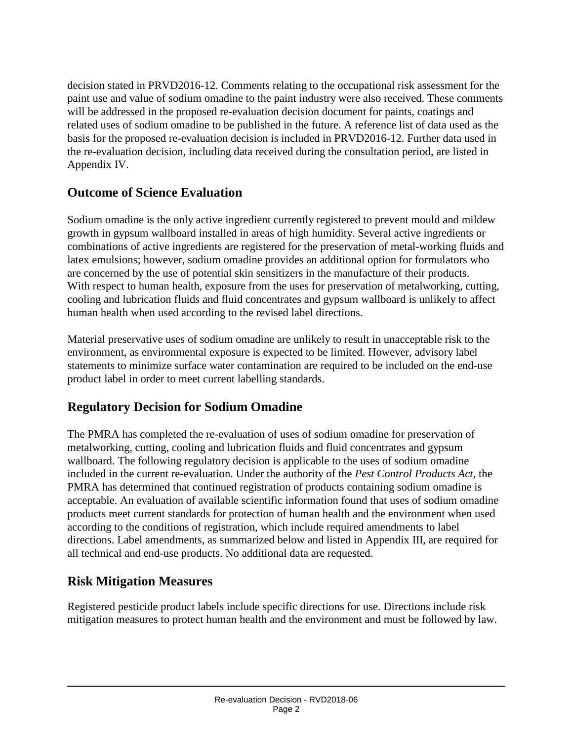decision stated in PRVD2016-12. Comments relating to the occupational risk assessment for the paint use and value of sodium omadine to the paint industry were also received. These comments will be addressed in the proposed re-evaluation decision document for paints, coatings and related uses of sodium omadine to be published in the future. A reference list of data used as the basis for the proposed re-evaluation decision is included in PRVD2016-12. Further data used in the re-evaluation decision, including data received during the consultation period, are listed in Appendix IV.

## Outcome of Science Evaluation

Sodium omadine is the only active ingredient currently registered to prevent mould and mildew growth in gypsum wallboard installed in areas of high humidity. Several active ingredients or combinations of active ingredients are registered for the preservation of metal-working fluids and latex emulsions; however, sodium omadine provides an additional option for formulators who are concerned by the use of potential skin sensitizers in the manufacture of their products. With respect to human health, exposure from the uses for preservation of metalworking, cutting, cooling and lubrication fluids and fluid concentrates and gypsum wallboard is unlikely to affect human health when used according to the revised label directions.

Material preservative uses of sodium omadine are unlikely to result in unacceptable risk to the environment, as environmental exposure is expected to be limited. However, advisory label statements to minimize surface water contamination are required to be included on the end-use product label in order to meet current labelling standards.

## Regulatory Decision for Sodium Omadine

The PMRA has completed the re-evaluation of uses of sodium omadine for preservation of metalworking, cutting, cooling and lubrication fluids and fluid concentrates and gypsum wallboard. The following regulatory decision is applicable to the uses of sodium omadine included in the current re-evaluation. Under the authority of the *Pest Control Products Act*, the PMRA has determined that continued registration of products containing sodium omadine is acceptable. An evaluation of available scientific information found that uses of sodium omadine products meet current standards for protection of human health and the environment when used according to the conditions of registration, which include required amendments to label directions. Label amendments, as summarized below and listed in Appendix III, are required for all technical and end-use products. No additional data are requested.

## Risk Mitigation Measures

Registered pesticide product labels include specific directions for use. Directions include risk mitigation measures to protect human health and the environment and must be followed by law.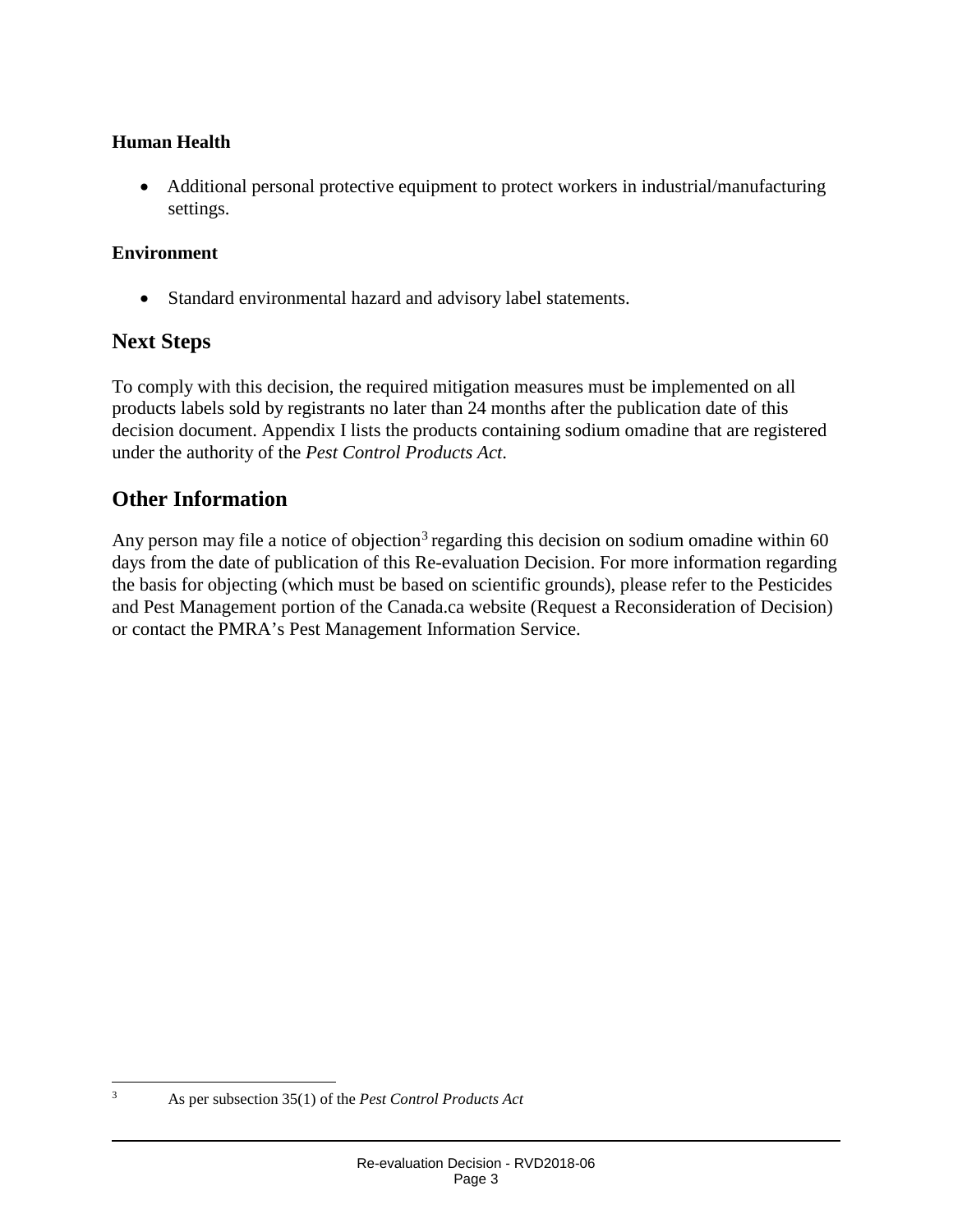### Human Health

- Additional personal protective equipment to protect workers in industrial/manufacturing settings.

### Environment

- Standard environmental hazard and advisory label statements.

## Next Steps

To comply with this decision, the required mitigation measures must be implemented on all products labels sold by registrants no later than 24 months after the publication date of this decision document. Appendix I lists the products containing sodium omadine that are registered under the authority of the *Pest Control Products Act*.

## Other Information

Any person may file a notice of objection[3] regarding this decision on sodium omadine within 60 days from the date of publication of this Re-evaluation Decision. For more information regarding the basis for objecting (which must be based on scientific grounds), please refer to the Pesticides and Pest Management portion of the Canada.ca website (Request a Reconsideration of Decision) or contact the PMRA's Pest Management Information Service.

---

[3] As per subsection 35(1) of the *Pest Control Products Act*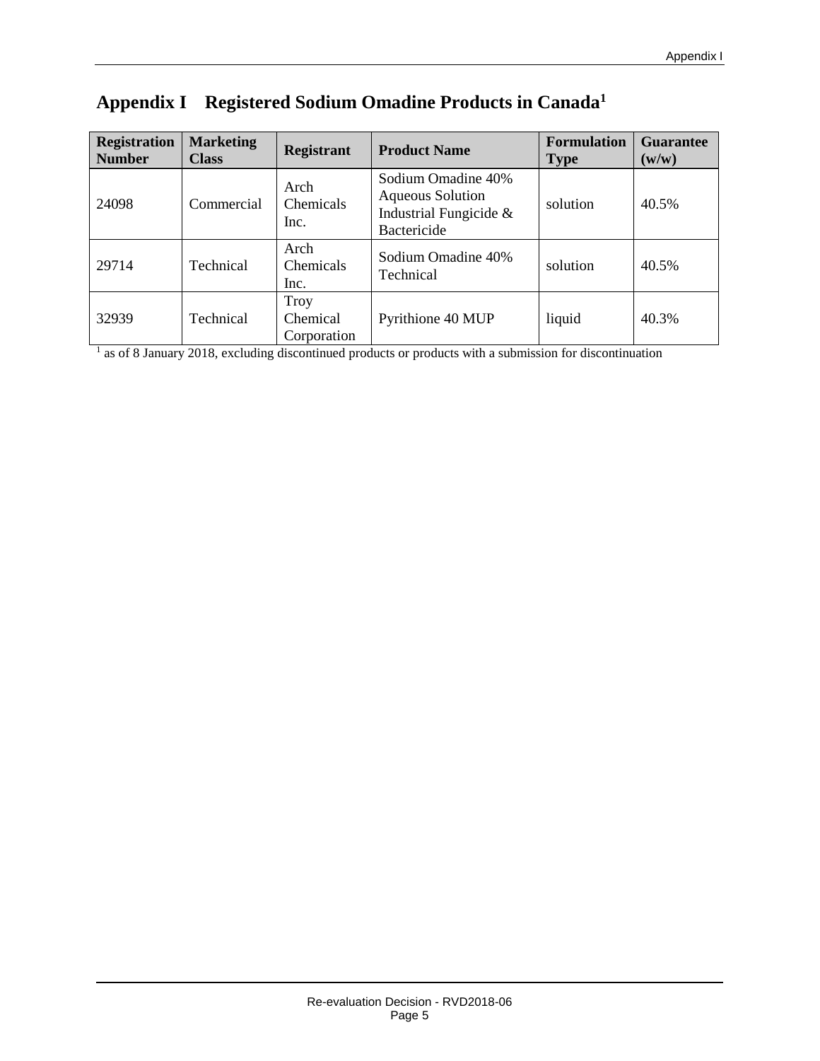# Appendix I Registered Sodium Omadine Products in Canada[1]

| Registration Number | Marketing Class | Registrant | Product Name | Formulation Type | Guarantee (w/w) |
|---|---|---|---|---|---|
| 24098 | Commercial | Arch Chemicals Inc. | Sodium Omadine 40% Aqueous Solution Industrial Fungicide & Bactericide | solution | 40.5% |
| 29714 | Technical | Arch Chemicals Inc. | Sodium Omadine 40% Technical | solution | 40.5% |
| 32939 | Technical | Troy Chemical Corporation | Pyrithione 40 MUP | liquid | 40.3% |

[1] as of 8 January 2018, excluding discontinued products or products with a submission for discontinuation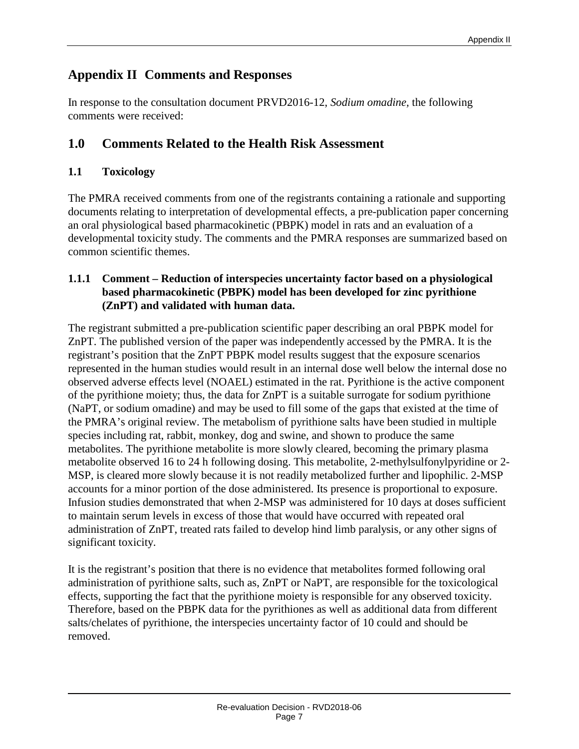# Appendix II Comments and Responses

In response to the consultation document PRVD2016-12, *Sodium omadine,* the following comments were received:

## 1.0 Comments Related to the Health Risk Assessment

### 1.1 Toxicology

The PMRA received comments from one of the registrants containing a rationale and supporting documents relating to interpretation of developmental effects, a pre-publication paper concerning an oral physiological based pharmacokinetic (PBPK) model in rats and an evaluation of a developmental toxicity study. The comments and the PMRA responses are summarized based on common scientific themes.

#### 1.1.1 Comment – Reduction of interspecies uncertainty factor based on a physiological based pharmacokinetic (PBPK) model has been developed for zinc pyrithione (ZnPT) and validated with human data.

The registrant submitted a pre-publication scientific paper describing an oral PBPK model for ZnPT. The published version of the paper was independently accessed by the PMRA. It is the registrant's position that the ZnPT PBPK model results suggest that the exposure scenarios represented in the human studies would result in an internal dose well below the internal dose no observed adverse effects level (NOAEL) estimated in the rat. Pyrithione is the active component of the pyrithione moiety; thus, the data for ZnPT is a suitable surrogate for sodium pyrithione (NaPT, or sodium omadine) and may be used to fill some of the gaps that existed at the time of the PMRA's original review. The metabolism of pyrithione salts have been studied in multiple species including rat, rabbit, monkey, dog and swine, and shown to produce the same metabolites. The pyrithione metabolite is more slowly cleared, becoming the primary plasma metabolite observed 16 to 24 h following dosing. This metabolite, 2-methylsulfonylpyridine or 2-MSP, is cleared more slowly because it is not readily metabolized further and lipophilic. 2-MSP accounts for a minor portion of the dose administered. Its presence is proportional to exposure. Infusion studies demonstrated that when 2-MSP was administered for 10 days at doses sufficient to maintain serum levels in excess of those that would have occurred with repeated oral administration of ZnPT, treated rats failed to develop hind limb paralysis, or any other signs of significant toxicity.

It is the registrant's position that there is no evidence that metabolites formed following oral administration of pyrithione salts, such as, ZnPT or NaPT, are responsible for the toxicological effects, supporting the fact that the pyrithione moiety is responsible for any observed toxicity. Therefore, based on the PBPK data for the pyrithiones as well as additional data from different salts/chelates of pyrithione, the interspecies uncertainty factor of 10 could and should be removed.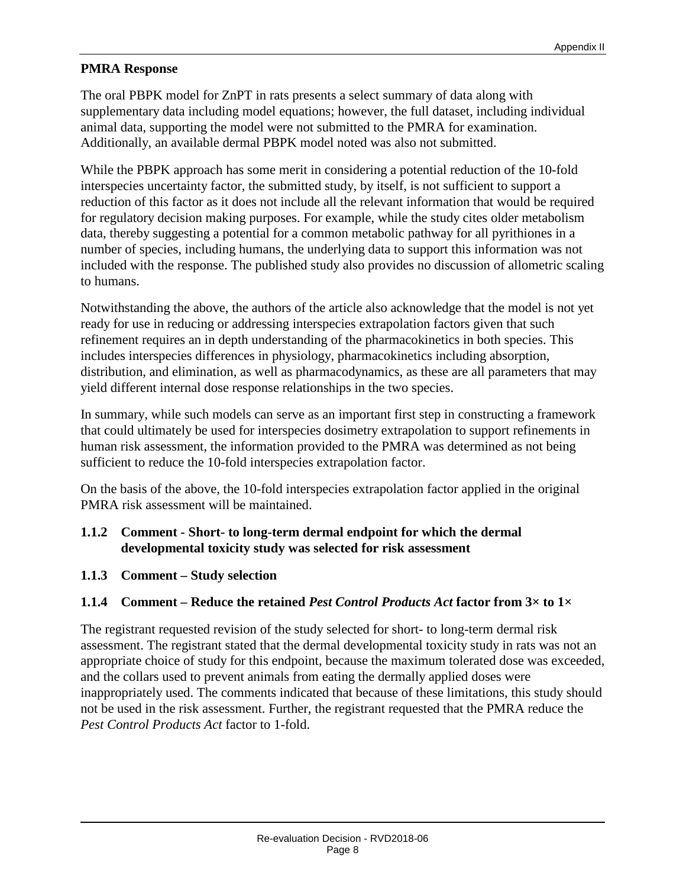**PMRA Response**

The oral PBPK model for ZnPT in rats presents a select summary of data along with supplementary data including model equations; however, the full dataset, including individual animal data, supporting the model were not submitted to the PMRA for examination. Additionally, an available dermal PBPK model noted was also not submitted.

While the PBPK approach has some merit in considering a potential reduction of the 10-fold interspecies uncertainty factor, the submitted study, by itself, is not sufficient to support a reduction of this factor as it does not include all the relevant information that would be required for regulatory decision making purposes. For example, while the study cites older metabolism data, thereby suggesting a potential for a common metabolic pathway for all pyrithiones in a number of species, including humans, the underlying data to support this information was not included with the response. The published study also provides no discussion of allometric scaling to humans.

Notwithstanding the above, the authors of the article also acknowledge that the model is not yet ready for use in reducing or addressing interspecies extrapolation factors given that such refinement requires an in depth understanding of the pharmacokinetics in both species. This includes interspecies differences in physiology, pharmacokinetics including absorption, distribution, and elimination, as well as pharmacodynamics, as these are all parameters that may yield different internal dose response relationships in the two species.

In summary, while such models can serve as an important first step in constructing a framework that could ultimately be used for interspecies dosimetry extrapolation to support refinements in human risk assessment, the information provided to the PMRA was determined as not being sufficient to reduce the 10-fold interspecies extrapolation factor.

On the basis of the above, the 10-fold interspecies extrapolation factor applied in the original PMRA risk assessment will be maintained.

### 1.1.2 Comment - Short- to long-term dermal endpoint for which the dermal developmental toxicity study was selected for risk assessment

### 1.1.3 Comment – Study selection

### 1.1.4 Comment – Reduce the retained *Pest Control Products Act* factor from 3× to 1×

The registrant requested revision of the study selected for short- to long-term dermal risk assessment. The registrant stated that the dermal developmental toxicity study in rats was not an appropriate choice of study for this endpoint, because the maximum tolerated dose was exceeded, and the collars used to prevent animals from eating the dermally applied doses were inappropriately used. The comments indicated that because of these limitations, this study should not be used in the risk assessment. Further, the registrant requested that the PMRA reduce the *Pest Control Products Act* factor to 1-fold.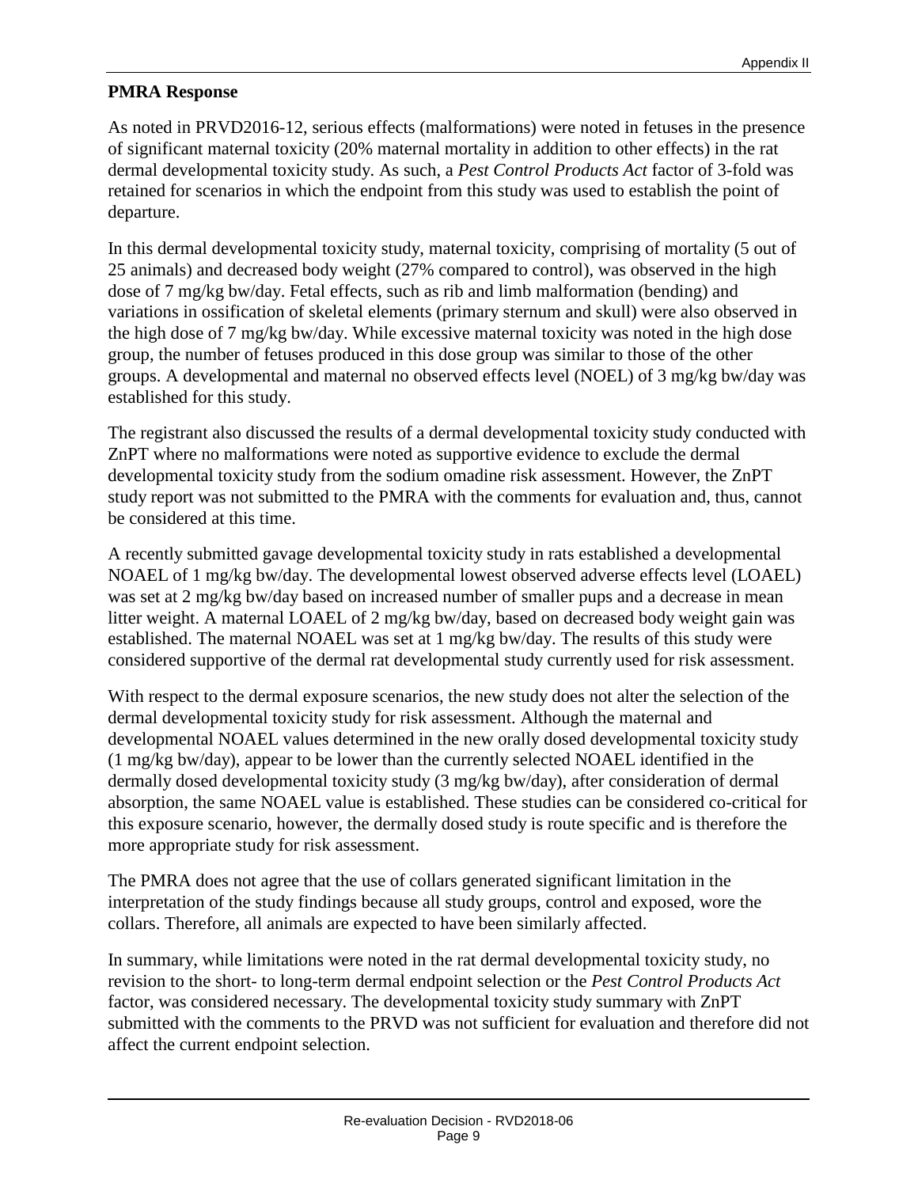**PMRA Response**

As noted in PRVD2016-12, serious effects (malformations) were noted in fetuses in the presence of significant maternal toxicity (20% maternal mortality in addition to other effects) in the rat dermal developmental toxicity study. As such, a *Pest Control Products Act* factor of 3-fold was retained for scenarios in which the endpoint from this study was used to establish the point of departure.

In this dermal developmental toxicity study, maternal toxicity, comprising of mortality (5 out of 25 animals) and decreased body weight (27% compared to control), was observed in the high dose of 7 mg/kg bw/day. Fetal effects, such as rib and limb malformation (bending) and variations in ossification of skeletal elements (primary sternum and skull) were also observed in the high dose of 7 mg/kg bw/day. While excessive maternal toxicity was noted in the high dose group, the number of fetuses produced in this dose group was similar to those of the other groups. A developmental and maternal no observed effects level (NOEL) of 3 mg/kg bw/day was established for this study.

The registrant also discussed the results of a dermal developmental toxicity study conducted with ZnPT where no malformations were noted as supportive evidence to exclude the dermal developmental toxicity study from the sodium omadine risk assessment. However, the ZnPT study report was not submitted to the PMRA with the comments for evaluation and, thus, cannot be considered at this time.

A recently submitted gavage developmental toxicity study in rats established a developmental NOAEL of 1 mg/kg bw/day. The developmental lowest observed adverse effects level (LOAEL) was set at 2 mg/kg bw/day based on increased number of smaller pups and a decrease in mean litter weight. A maternal LOAEL of 2 mg/kg bw/day, based on decreased body weight gain was established. The maternal NOAEL was set at 1 mg/kg bw/day. The results of this study were considered supportive of the dermal rat developmental study currently used for risk assessment.

With respect to the dermal exposure scenarios, the new study does not alter the selection of the dermal developmental toxicity study for risk assessment. Although the maternal and developmental NOAEL values determined in the new orally dosed developmental toxicity study (1 mg/kg bw/day), appear to be lower than the currently selected NOAEL identified in the dermally dosed developmental toxicity study (3 mg/kg bw/day), after consideration of dermal absorption, the same NOAEL value is established. These studies can be considered co-critical for this exposure scenario, however, the dermally dosed study is route specific and is therefore the more appropriate study for risk assessment.

The PMRA does not agree that the use of collars generated significant limitation in the interpretation of the study findings because all study groups, control and exposed, wore the collars. Therefore, all animals are expected to have been similarly affected.

In summary, while limitations were noted in the rat dermal developmental toxicity study, no revision to the short- to long-term dermal endpoint selection or the *Pest Control Products Act* factor, was considered necessary. The developmental toxicity study summary with ZnPT submitted with the comments to the PRVD was not sufficient for evaluation and therefore did not affect the current endpoint selection.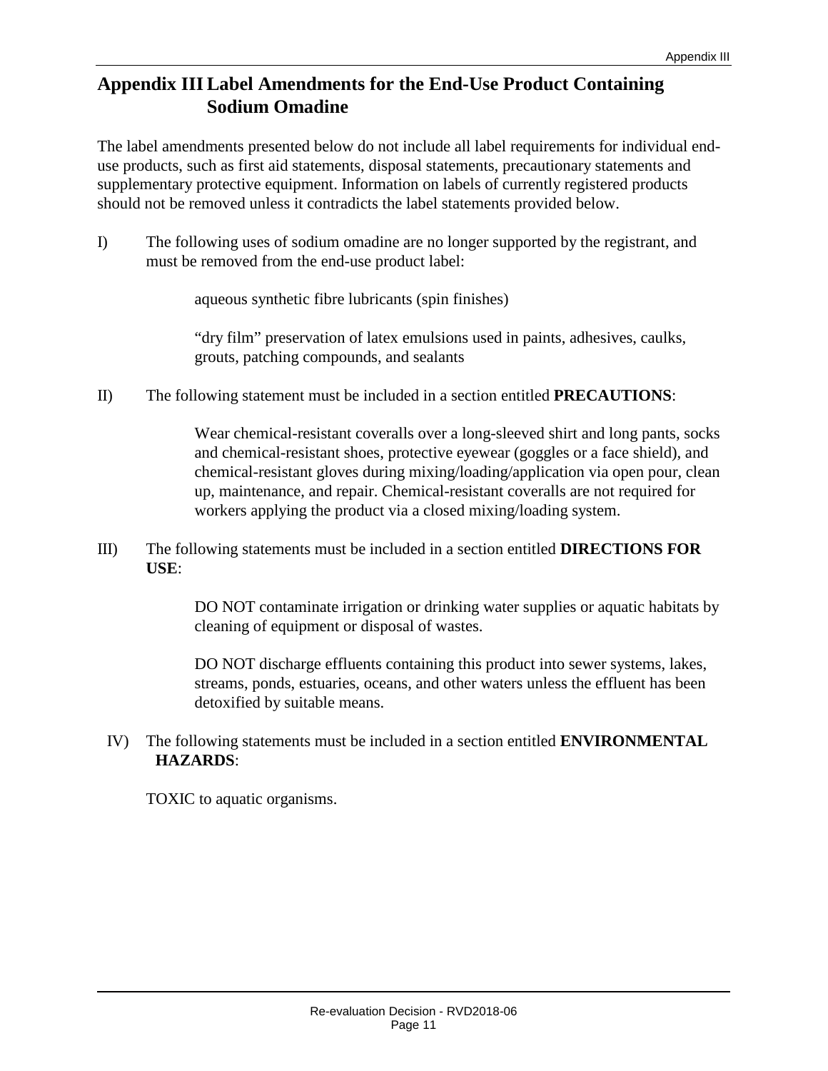# Appendix III Label Amendments for the End-Use Product Containing Sodium Omadine

The label amendments presented below do not include all label requirements for individual end-use products, such as first aid statements, disposal statements, precautionary statements and supplementary protective equipment. Information on labels of currently registered products should not be removed unless it contradicts the label statements provided below.

I) The following uses of sodium omadine are no longer supported by the registrant, and must be removed from the end-use product label:

> aqueous synthetic fibre lubricants (spin finishes)
>
> "dry film" preservation of latex emulsions used in paints, adhesives, caulks, grouts, patching compounds, and sealants

II) The following statement must be included in a section entitled **PRECAUTIONS**:

> Wear chemical-resistant coveralls over a long-sleeved shirt and long pants, socks and chemical-resistant shoes, protective eyewear (goggles or a face shield), and chemical-resistant gloves during mixing/loading/application via open pour, clean up, maintenance, and repair. Chemical-resistant coveralls are not required for workers applying the product via a closed mixing/loading system.

III) The following statements must be included in a section entitled **DIRECTIONS FOR USE**:

> DO NOT contaminate irrigation or drinking water supplies or aquatic habitats by cleaning of equipment or disposal of wastes.
>
> DO NOT discharge effluents containing this product into sewer systems, lakes, streams, ponds, estuaries, oceans, and other waters unless the effluent has been detoxified by suitable means.

IV) The following statements must be included in a section entitled **ENVIRONMENTAL HAZARDS**:

> TOXIC to aquatic organisms.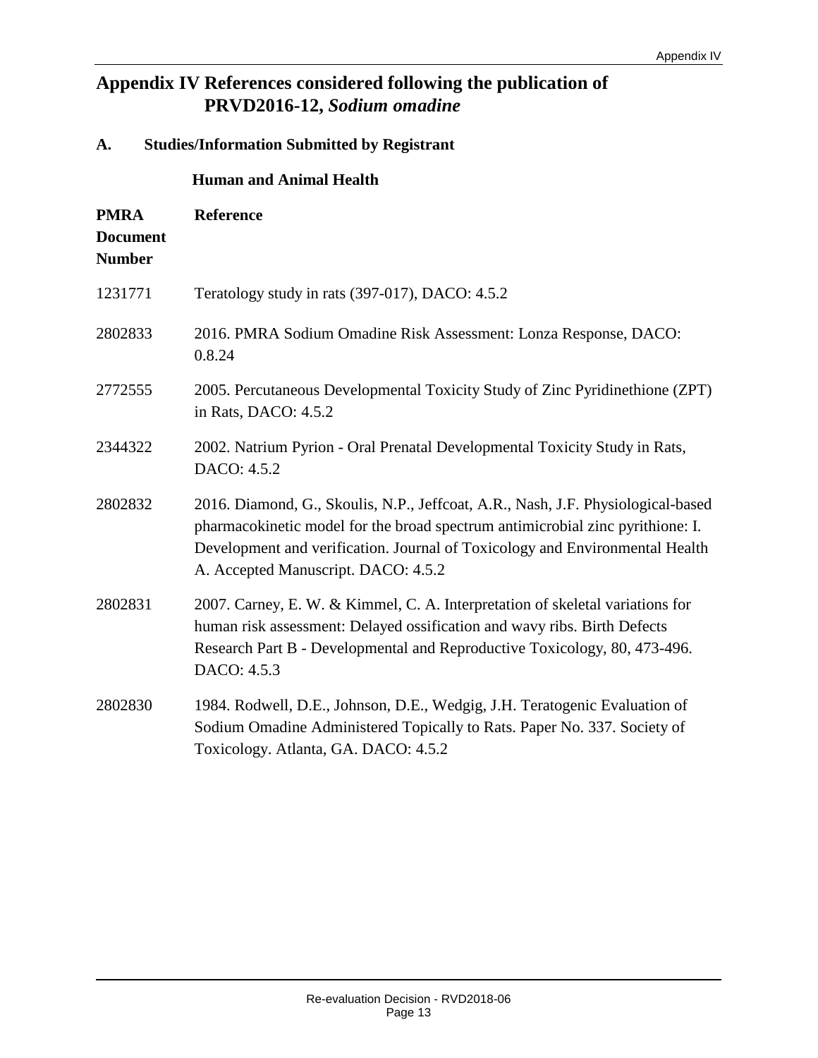# Appendix IV References considered following the publication of PRVD2016-12, *Sodium omadine*

## A. Studies/Information Submitted by Registrant

### Human and Animal Health

| PMRA Document Number | Reference |
|---|---|
| 1231771 | Teratology study in rats (397-017), DACO: 4.5.2 |
| 2802833 | 2016. PMRA Sodium Omadine Risk Assessment: Lonza Response, DACO: 0.8.24 |
| 2772555 | 2005. Percutaneous Developmental Toxicity Study of Zinc Pyridinethione (ZPT) in Rats, DACO: 4.5.2 |
| 2344322 | 2002. Natrium Pyrion - Oral Prenatal Developmental Toxicity Study in Rats, DACO: 4.5.2 |
| 2802832 | 2016. Diamond, G., Skoulis, N.P., Jeffcoat, A.R., Nash, J.F. Physiological-based pharmacokinetic model for the broad spectrum antimicrobial zinc pyrithione: I. Development and verification. Journal of Toxicology and Environmental Health A. Accepted Manuscript. DACO: 4.5.2 |
| 2802831 | 2007. Carney, E. W. & Kimmel, C. A. Interpretation of skeletal variations for human risk assessment: Delayed ossification and wavy ribs. Birth Defects Research Part B - Developmental and Reproductive Toxicology, 80, 473-496. DACO: 4.5.3 |
| 2802830 | 1984. Rodwell, D.E., Johnson, D.E., Wedgig, J.H. Teratogenic Evaluation of Sodium Omadine Administered Topically to Rats. Paper No. 337. Society of Toxicology. Atlanta, GA. DACO: 4.5.2 |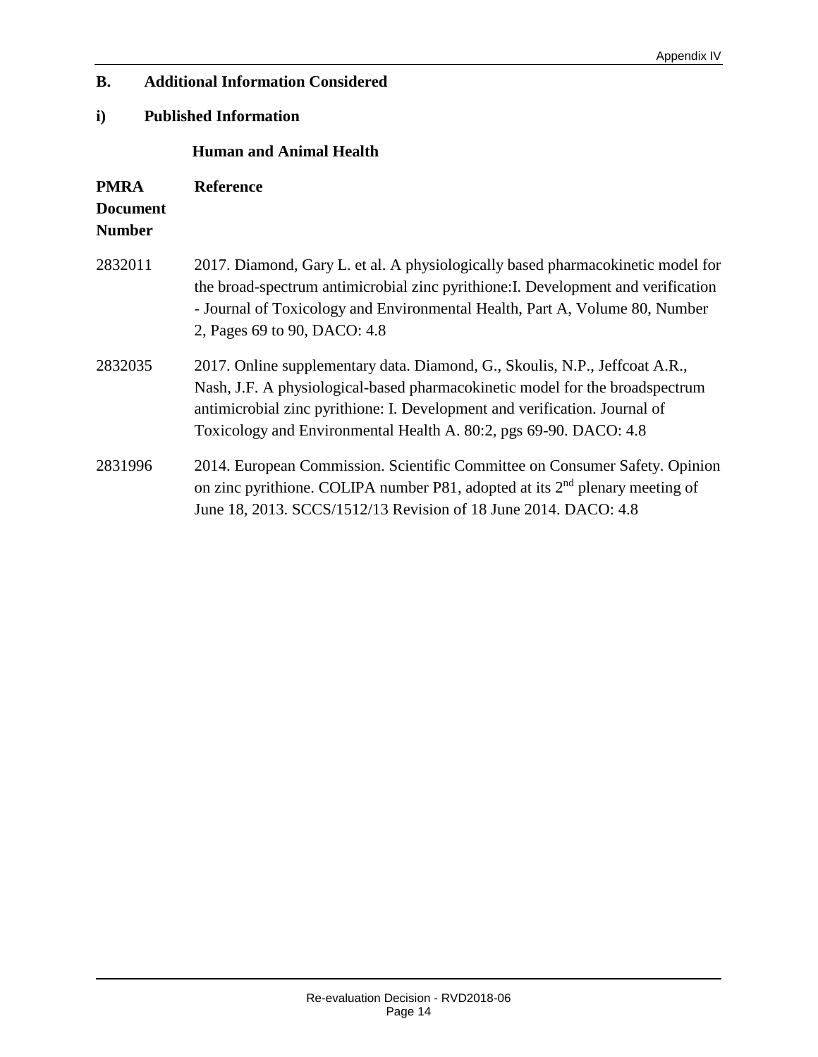## B. Additional Information Considered

### i) Published Information

#### Human and Animal Health

| PMRA Document Number | Reference |
|---|---|
| 2832011 | 2017. Diamond, Gary L. et al. A physiologically based pharmacokinetic model for the broad-spectrum antimicrobial zinc pyrithione:I. Development and verification - Journal of Toxicology and Environmental Health, Part A, Volume 80, Number 2, Pages 69 to 90, DACO: 4.8 |
| 2832035 | 2017. Online supplementary data. Diamond, G., Skoulis, N.P., Jeffcoat A.R., Nash, J.F. A physiological-based pharmacokinetic model for the broadspectrum antimicrobial zinc pyrithione: I. Development and verification. Journal of Toxicology and Environmental Health A. 80:2, pgs 69-90. DACO: 4.8 |
| 2831996 | 2014. European Commission. Scientific Committee on Consumer Safety. Opinion on zinc pyrithione. COLIPA number P81, adopted at its 2$^{nd}$ plenary meeting of June 18, 2013. SCCS/1512/13 Revision of 18 June 2014. DACO: 4.8 |